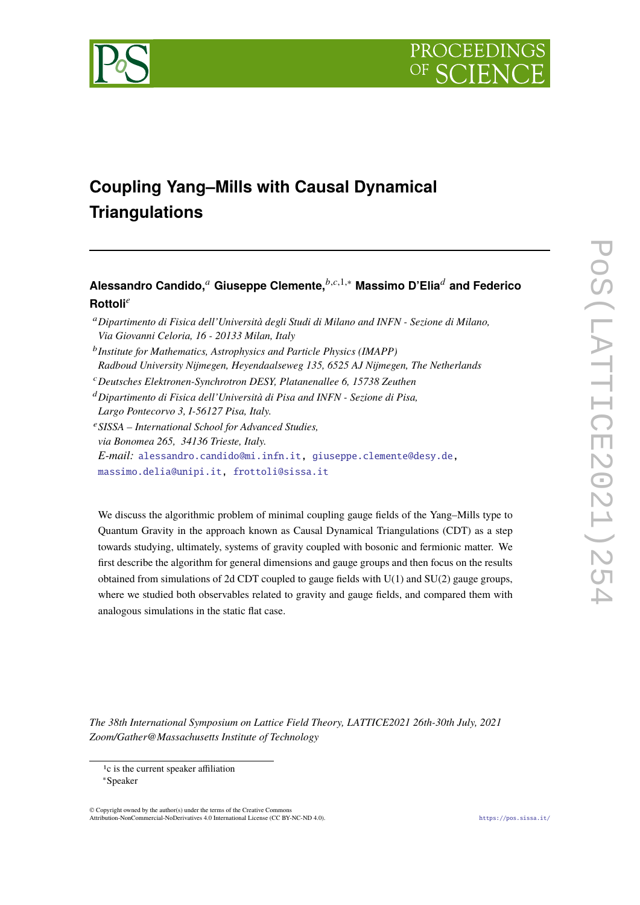# Coupling Yang–Mills with Causal Dynamical Triangulations

**Alessandro Candido,**[a] **Giuseppe Clemente,**[b,c,1,*] **Massimo D'Elia**[d] **and Federico Rottoli**[e]

[a] *Dipartimento di Fisica dell'Università degli Studi di Milano and INFN - Sezione di Milano, Via Giovanni Celoria, 16 - 20133 Milan, Italy*

[b] *Institute for Mathematics, Astrophysics and Particle Physics (IMAPP) Radboud University Nijmegen, Heyendaalseweg 135, 6525 AJ Nijmegen, The Netherlands*

[c] *Deutsches Elektronen-Synchrotron DESY, Platanenallee 6, 15738 Zeuthen*

[d] *Dipartimento di Fisica dell'Università di Pisa and INFN - Sezione di Pisa, Largo Pontecorvo 3, I-56127 Pisa, Italy.*

[e] *SISSA – International School for Advanced Studies, via Bonomea 265, 34136 Trieste, Italy.*

*E-mail:* alessandro.candido@mi.infn.it, giuseppe.clemente@desy.de, massimo.delia@unipi.it, frottoli@sissa.it

We discuss the algorithmic problem of minimal coupling gauge fields of the Yang–Mills type to Quantum Gravity in the approach known as Causal Dynamical Triangulations (CDT) as a step towards studying, ultimately, systems of gravity coupled with bosonic and fermionic matter. We first describe the algorithm for general dimensions and gauge groups and then focus on the results obtained from simulations of 2d CDT coupled to gauge fields with U(1) and SU(2) gauge groups, where we studied both observables related to gravity and gauge fields, and compared them with analogous simulations in the static flat case.

*The 38th International Symposium on Lattice Field Theory, LATTICE2021 26th-30th July, 2021 Zoom/Gather@Massachusetts Institute of Technology*

---

[1] c is the current speaker affiliation

[*] Speaker

© Copyright owned by the author(s) under the terms of the Creative Commons Attribution-NonCommercial-NoDerivatives 4.0 International License (CC BY-NC-ND 4.0).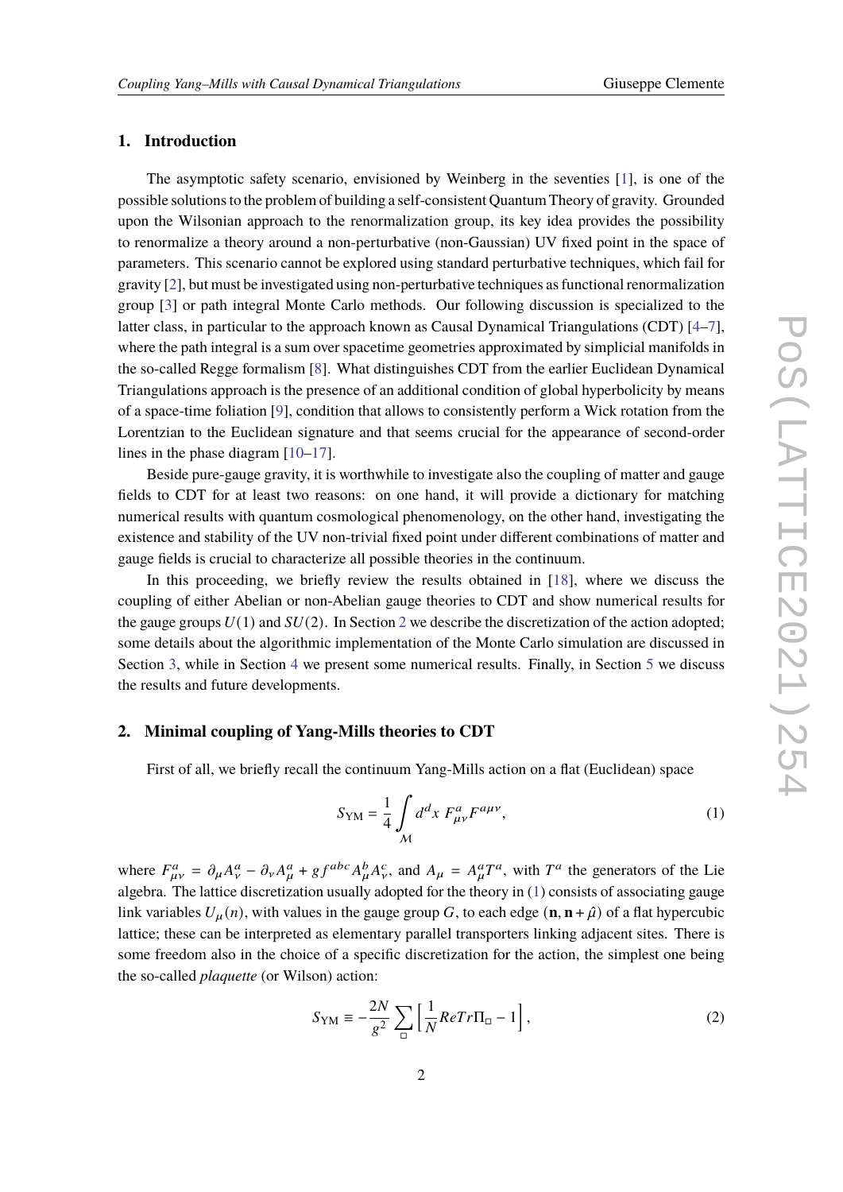## 1. Introduction

The asymptotic safety scenario, envisioned by Weinberg in the seventies [1], is one of the possible solutions to the problem of building a self-consistent Quantum Theory of gravity. Grounded upon the Wilsonian approach to the renormalization group, its key idea provides the possibility to renormalize a theory around a non-perturbative (non-Gaussian) UV fixed point in the space of parameters. This scenario cannot be explored using standard perturbative techniques, which fail for gravity [2], but must be investigated using non-perturbative techniques as functional renormalization group [3] or path integral Monte Carlo methods. Our following discussion is specialized to the latter class, in particular to the approach known as Causal Dynamical Triangulations (CDT) [4–7], where the path integral is a sum over spacetime geometries approximated by simplicial manifolds in the so-called Regge formalism [8]. What distinguishes CDT from the earlier Euclidean Dynamical Triangulations approach is the presence of an additional condition of global hyperbolicity by means of a space-time foliation [9], condition that allows to consistently perform a Wick rotation from the Lorentzian to the Euclidean signature and that seems crucial for the appearance of second-order lines in the phase diagram [10–17].

Beside pure-gauge gravity, it is worthwhile to investigate also the coupling of matter and gauge fields to CDT for at least two reasons: on one hand, it will provide a dictionary for matching numerical results with quantum cosmological phenomenology, on the other hand, investigating the existence and stability of the UV non-trivial fixed point under different combinations of matter and gauge fields is crucial to characterize all possible theories in the continuum.

In this proceeding, we briefly review the results obtained in [18], where we discuss the coupling of either Abelian or non-Abelian gauge theories to CDT and show numerical results for the gauge groups $U(1)$ and $SU(2)$. In Section 2 we describe the discretization of the action adopted; some details about the algorithmic implementation of the Monte Carlo simulation are discussed in Section 3, while in Section 4 we present some numerical results. Finally, in Section 5 we discuss the results and future developments.

## 2. Minimal coupling of Yang-Mills theories to CDT

First of all, we briefly recall the continuum Yang-Mills action on a flat (Euclidean) space

$$S_{\mathrm{YM}} = \frac{1}{4} \int\limits_{\mathcal{M}} d^d x \; F^a_{\mu\nu} F^{a\mu\nu}, \tag{1}$$

where $F^a_{\mu\nu} = \partial_\mu A^a_\nu - \partial_\nu A^a_\mu + g f^{abc} A^b_\mu A^c_\nu$, and $A_\mu = A^a_\mu T^a$, with $T^a$ the generators of the Lie algebra. The lattice discretization usually adopted for the theory in (1) consists of associating gauge link variables $U_\mu(n)$, with values in the gauge group $G$, to each edge $(\mathbf{n}, \mathbf{n} + \hat{\mu})$ of a flat hypercubic lattice; these can be interpreted as elementary parallel transporters linking adjacent sites. There is some freedom also in the choice of a specific discretization for the action, the simplest one being the so-called *plaquette* (or Wilson) action:

$$S_{\mathrm{YM}} \equiv -\frac{2N}{g^2} \sum_{\square} \left[ \frac{1}{N} ReTr \Pi_{\square} - 1 \right], \tag{2}$$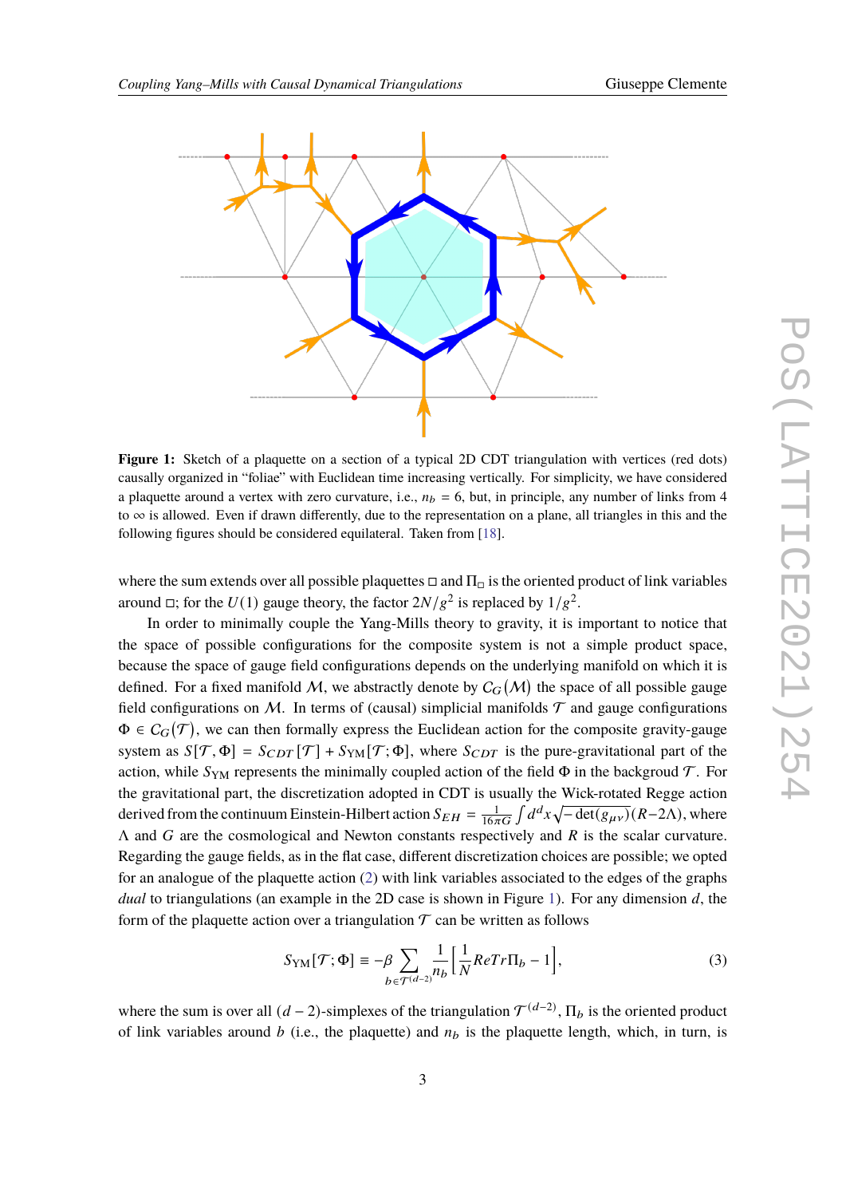**Figure 1:** Sketch of a plaquette on a section of a typical 2D CDT triangulation with vertices (red dots) causally organized in "foliae" with Euclidean time increasing vertically. For simplicity, we have considered a plaquette around a vertex with zero curvature, i.e., $n_b = 6$, but, in principle, any number of links from 4 to $\infty$ is allowed. Even if drawn differently, due to the representation on a plane, all triangles in this and the following figures should be considered equilateral. Taken from [18].

where the sum extends over all possible plaquettes $\square$ and $\Pi_\square$ is the oriented product of link variables around $\square$; for the $U(1)$ gauge theory, the factor $2N/g^2$ is replaced by $1/g^2$.

In order to minimally couple the Yang-Mills theory to gravity, it is important to notice that the space of possible configurations for the composite system is not a simple product space, because the space of gauge field configurations depends on the underlying manifold on which it is defined. For a fixed manifold $\mathcal{M}$, we abstractly denote by $C_G(\mathcal{M})$ the space of all possible gauge field configurations on $\mathcal{M}$. In terms of (causal) simplicial manifolds $\mathcal{T}$ and gauge configurations $\Phi \in C_G(\mathcal{T})$, we can then formally express the Euclidean action for the composite gravity-gauge system as $S[\mathcal{T}, \Phi] = S_{CDT}[\mathcal{T}] + S_{\text{YM}}[\mathcal{T}; \Phi]$, where $S_{CDT}$ is the pure-gravitational part of the action, while $S_{\text{YM}}$ represents the minimally coupled action of the field $\Phi$ in the background $\mathcal{T}$. For the gravitational part, the discretization adopted in CDT is usually the Wick-rotated Regge action derived from the continuum Einstein-Hilbert action $S_{EH} = \frac{1}{16\pi G}\int d^d x \sqrt{-\det(g_{\mu\nu})}(R - 2\Lambda)$, where $\Lambda$ and $G$ are the cosmological and Newton constants respectively and $R$ is the scalar curvature. Regarding the gauge fields, as in the flat case, different discretization choices are possible; we opted for an analogue of the plaquette action (2) with link variables associated to the edges of the graphs *dual* to triangulations (an example in the 2D case is shown in Figure 1). For any dimension $d$, the form of the plaquette action over a triangulation $\mathcal{T}$ can be written as follows

$$S_{\text{YM}}[\mathcal{T}; \Phi] \equiv -\beta \sum_{b \in \mathcal{T}^{(d-2)}} \frac{1}{n_b}\left[\frac{1}{N} ReTr\Pi_b - 1\right], \tag{3}$$

where the sum is over all $(d-2)$-simplexes of the triangulation $\mathcal{T}^{(d-2)}$, $\Pi_b$ is the oriented product of link variables around $b$ (i.e., the plaquette) and $n_b$ is the plaquette length, which, in turn, is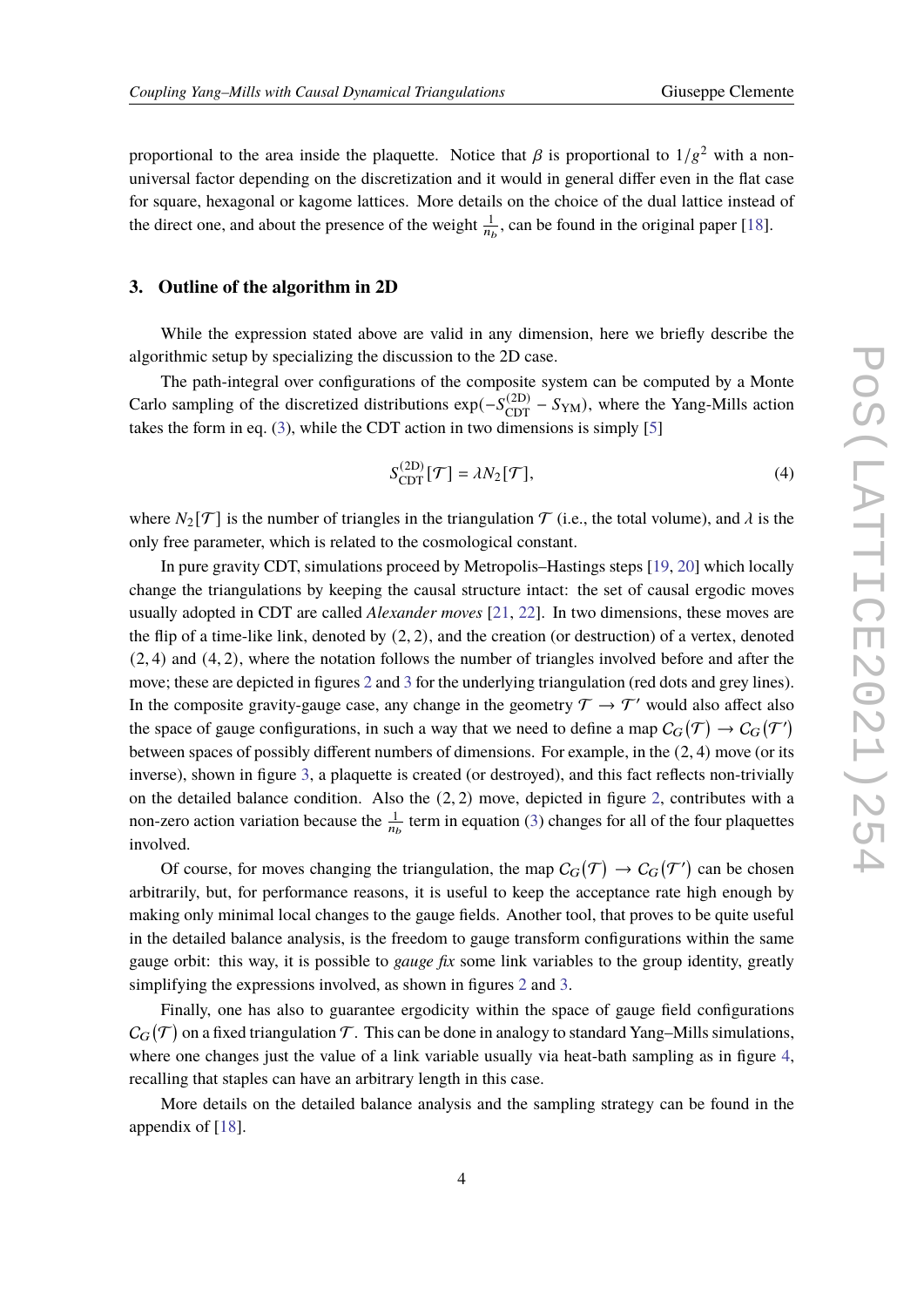proportional to the area inside the plaquette. Notice that $\beta$ is proportional to $1/g^2$ with a non-universal factor depending on the discretization and it would in general differ even in the flat case for square, hexagonal or kagome lattices. More details on the choice of the dual lattice instead of the direct one, and about the presence of the weight $\frac{1}{n_b}$, can be found in the original paper [18].

## 3. Outline of the algorithm in 2D

While the expression stated above are valid in any dimension, here we briefly describe the algorithmic setup by specializing the discussion to the 2D case.

The path-integral over configurations of the composite system can be computed by a Monte Carlo sampling of the discretized distributions $\exp(-S_{\mathrm{CDT}}^{(2\mathrm{D})} - S_{\mathrm{YM}})$, where the Yang-Mills action takes the form in eq. (3), while the CDT action in two dimensions is simply [5]

$$S_{\mathrm{CDT}}^{(2\mathrm{D})}[\mathcal{T}] = \lambda N_2[\mathcal{T}], \tag{4}$$

where $N_2[\mathcal{T}]$ is the number of triangles in the triangulation $\mathcal{T}$ (i.e., the total volume), and $\lambda$ is the only free parameter, which is related to the cosmological constant.

In pure gravity CDT, simulations proceed by Metropolis–Hastings steps [19, 20] which locally change the triangulations by keeping the causal structure intact: the set of causal ergodic moves usually adopted in CDT are called *Alexander moves* [21, 22]. In two dimensions, these moves are the flip of a time-like link, denoted by $(2, 2)$, and the creation (or destruction) of a vertex, denoted $(2, 4)$ and $(4, 2)$, where the notation follows the number of triangles involved before and after the move; these are depicted in figures 2 and 3 for the underlying triangulation (red dots and grey lines). In the composite gravity-gauge case, any change in the geometry $\mathcal{T} \to \mathcal{T}'$ would also affect also the space of gauge configurations, in such a way that we need to define a map $C_G(\mathcal{T}) \to C_G(\mathcal{T}')$ between spaces of possibly different numbers of dimensions. For example, in the $(2, 4)$ move (or its inverse), shown in figure 3, a plaquette is created (or destroyed), and this fact reflects non-trivially on the detailed balance condition. Also the $(2, 2)$ move, depicted in figure 2, contributes with a non-zero action variation because the $\frac{1}{n_b}$ term in equation (3) changes for all of the four plaquettes involved.

Of course, for moves changing the triangulation, the map $C_G(\mathcal{T}) \to C_G(\mathcal{T}')$ can be chosen arbitrarily, but, for performance reasons, it is useful to keep the acceptance rate high enough by making only minimal local changes to the gauge fields. Another tool, that proves to be quite useful in the detailed balance analysis, is the freedom to gauge transform configurations within the same gauge orbit: this way, it is possible to *gauge fix* some link variables to the group identity, greatly simplifying the expressions involved, as shown in figures 2 and 3.

Finally, one has also to guarantee ergodicity within the space of gauge field configurations $C_G(\mathcal{T})$ on a fixed triangulation $\mathcal{T}$. This can be done in analogy to standard Yang–Mills simulations, where one changes just the value of a link variable usually via heat-bath sampling as in figure 4, recalling that staples can have an arbitrary length in this case.

More details on the detailed balance analysis and the sampling strategy can be found in the appendix of [18].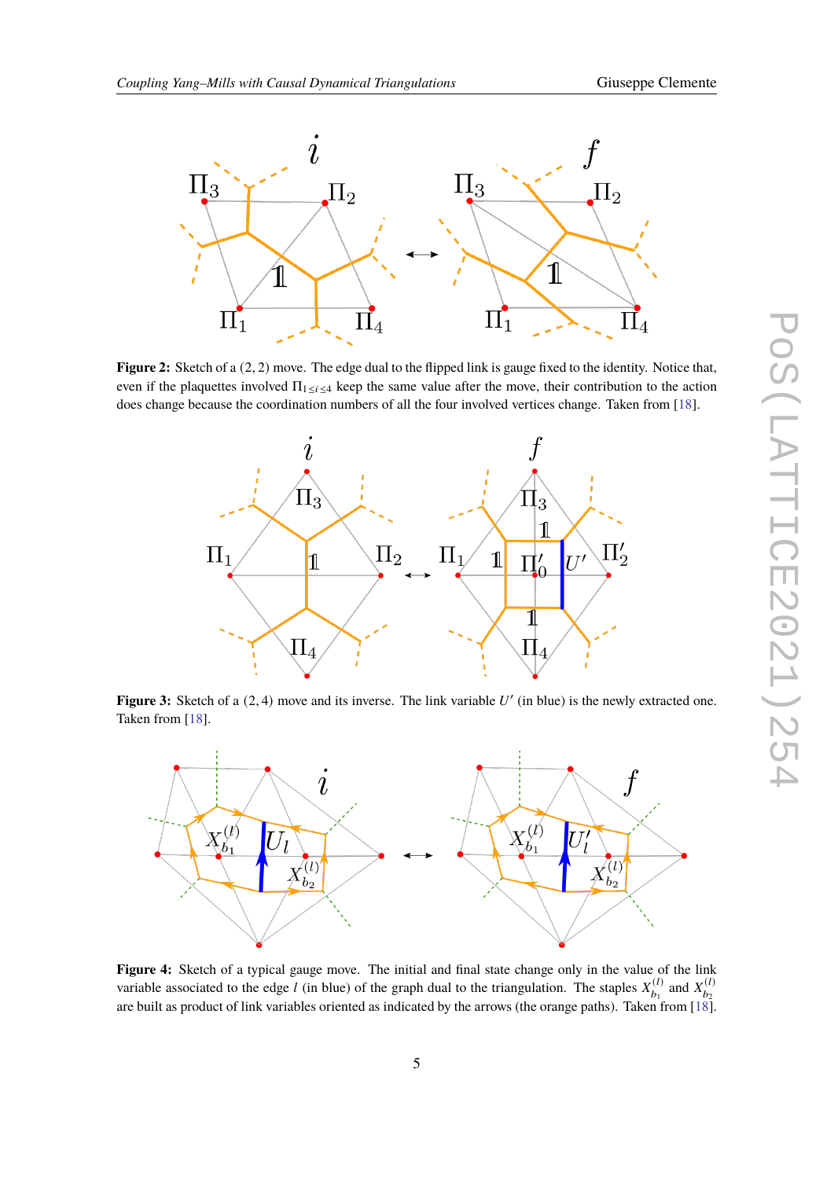**Figure 2:** Sketch of a $(2,2)$ move. The edge dual to the flipped link is gauge fixed to the identity. Notice that, even if the plaquettes involved $\Pi_{1\leq i\leq 4}$ keep the same value after the move, their contribution to the action does change because the coordination numbers of all the four involved vertices change. Taken from [18].

**Figure 3:** Sketch of a $(2,4)$ move and its inverse. The link variable $U'$ (in blue) is the newly extracted one. Taken from [18].

**Figure 4:** Sketch of a typical gauge move. The initial and final state change only in the value of the link variable associated to the edge $l$ (in blue) of the graph dual to the triangulation. The staples $X_{b_1}^{(l)}$ and $X_{b_2}^{(l)}$ are built as product of link variables oriented as indicated by the arrows (the orange paths). Taken from [18].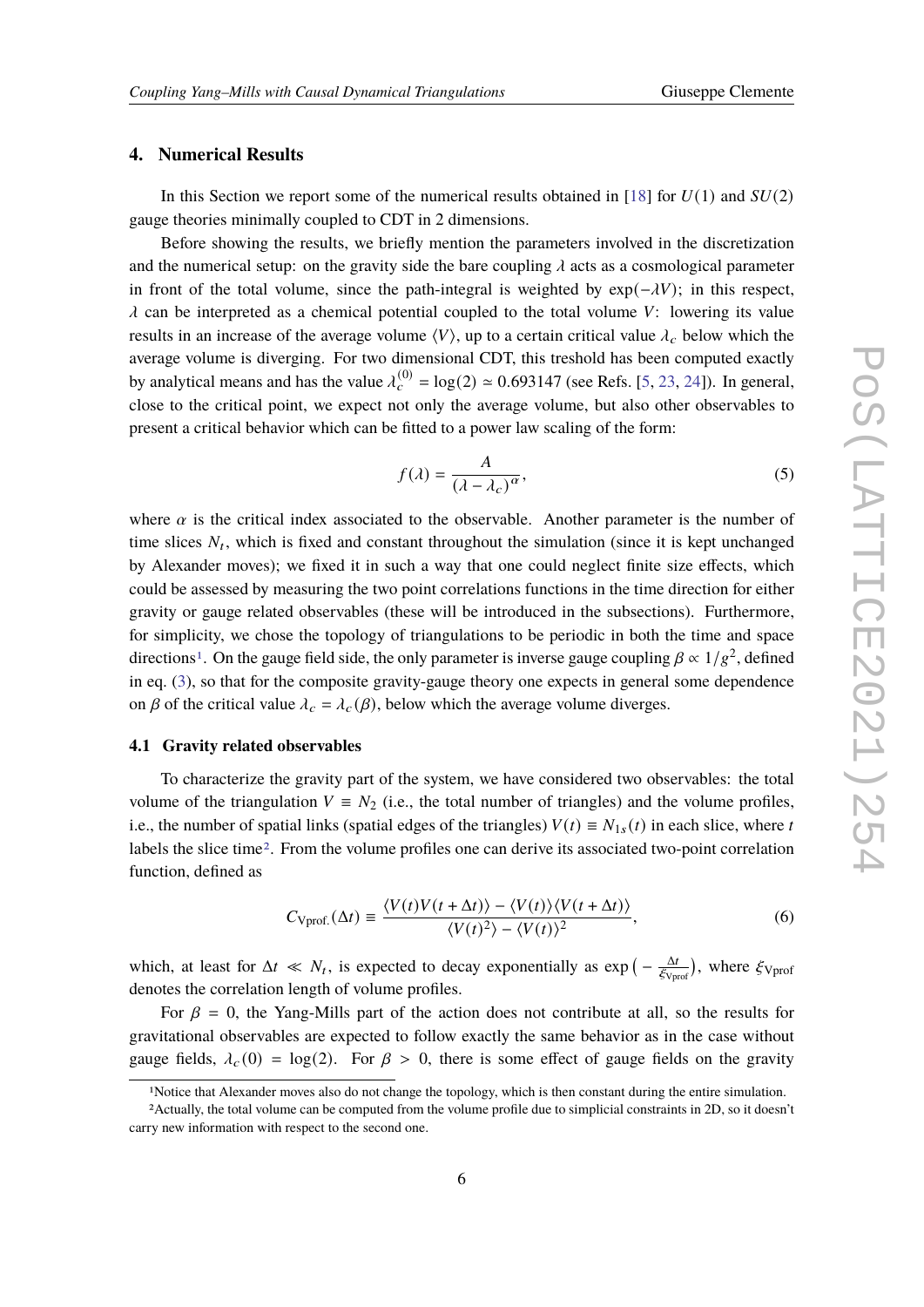## 4. Numerical Results

In this Section we report some of the numerical results obtained in [18] for $U(1)$ and $SU(2)$ gauge theories minimally coupled to CDT in 2 dimensions.

Before showing the results, we briefly mention the parameters involved in the discretization and the numerical setup: on the gravity side the bare coupling $\lambda$ acts as a cosmological parameter in front of the total volume, since the path-integral is weighted by $\exp(-\lambda V)$; in this respect, $\lambda$ can be interpreted as a chemical potential coupled to the total volume $V$: lowering its value results in an increase of the average volume $\langle V \rangle$, up to a certain critical value $\lambda_c$ below which the average volume is diverging. For two dimensional CDT, this treshold has been computed exactly by analytical means and has the value $\lambda_c^{(0)} = \log(2) \simeq 0.693147$ (see Refs. [5, 23, 24]). In general, close to the critical point, we expect not only the average volume, but also other observables to present a critical behavior which can be fitted to a power law scaling of the form:

$$f(\lambda) = \frac{A}{(\lambda - \lambda_c)^{\alpha}}, \tag{5}$$

where $\alpha$ is the critical index associated to the observable. Another parameter is the number of time slices $N_t$, which is fixed and constant throughout the simulation (since it is kept unchanged by Alexander moves); we fixed it in such a way that one could neglect finite size effects, which could be assessed by measuring the two point correlations functions in the time direction for either gravity or gauge related observables (these will be introduced in the subsections). Furthermore, for simplicity, we chose the topology of triangulations to be periodic in both the time and space directions[1]. On the gauge field side, the only parameter is inverse gauge coupling $\beta \propto 1/g^2$, defined in eq. (3), so that for the composite gravity-gauge theory one expects in general some dependence on $\beta$ of the critical value $\lambda_c = \lambda_c(\beta)$, below which the average volume diverges.

### 4.1 Gravity related observables

To characterize the gravity part of the system, we have considered two observables: the total volume of the triangulation $V \equiv N_2$ (i.e., the total number of triangles) and the volume profiles, i.e., the number of spatial links (spatial edges of the triangles) $V(t) \equiv N_{1s}(t)$ in each slice, where $t$ labels the slice time[2]. From the volume profiles one can derive its associated two-point correlation function, defined as

$$C_{\text{Vprof.}}(\Delta t) \equiv \frac{\langle V(t)V(t+\Delta t)\rangle - \langle V(t)\rangle\langle V(t+\Delta t)\rangle}{\langle V(t)^2\rangle - \langle V(t)\rangle^2}, \tag{6}$$

which, at least for $\Delta t \ll N_t$, is expected to decay exponentially as $\exp\left(-\frac{\Delta t}{\xi_{\text{Vprof}}}\right)$, where $\xi_{\text{Vprof}}$ denotes the correlation length of volume profiles.

For $\beta = 0$, the Yang-Mills part of the action does not contribute at all, so the results for gravitational observables are expected to follow exactly the same behavior as in the case without gauge fields, $\lambda_c(0) = \log(2)$. For $\beta > 0$, there is some effect of gauge fields on the gravity

[1] Notice that Alexander moves also do not change the topology, which is then constant during the entire simulation.

[2] Actually, the total volume can be computed from the volume profile due to simplicial constraints in 2D, so it doesn't carry new information with respect to the second one.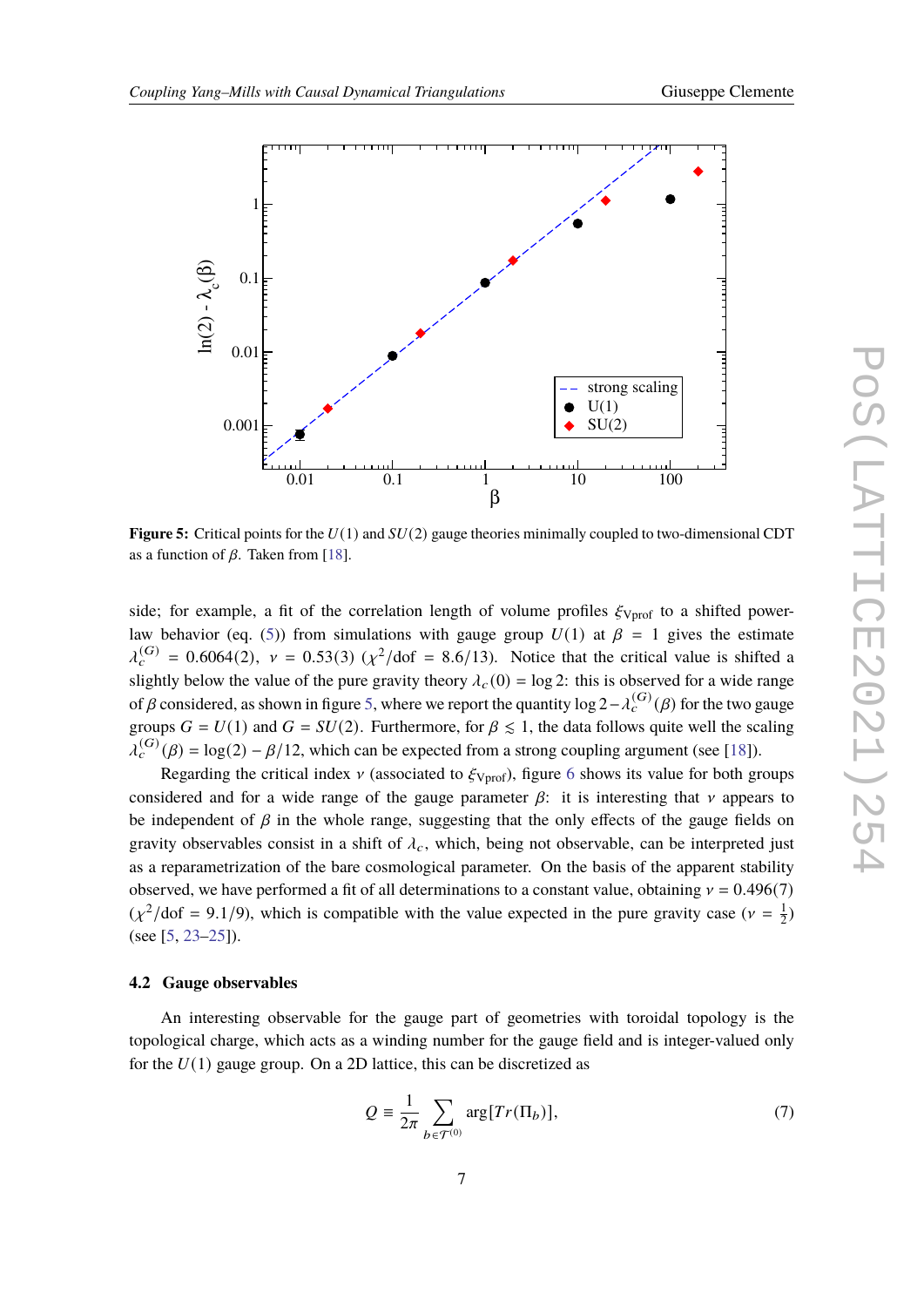**Figure 5:** Critical points for the $U(1)$ and $SU(2)$ gauge theories minimally coupled to two-dimensional CDT as a function of $\beta$. Taken from [18].

side; for example, a fit of the correlation length of volume profiles $\xi_{\text{Vprof}}$ to a shifted power-law behavior (eq. (5)) from simulations with gauge group $U(1)$ at $\beta = 1$ gives the estimate $\lambda_c^{(G)} = 0.6064(2)$, $\nu = 0.53(3)$ ($\chi^2/\text{dof} = 8.6/13$). Notice that the critical value is shifted a slightly below the value of the pure gravity theory $\lambda_c(0) = \log 2$: this is observed for a wide range of $\beta$ considered, as shown in figure 5, where we report the quantity $\log 2 - \lambda_c^{(G)}(\beta)$ for the two gauge groups $G = U(1)$ and $G = SU(2)$. Furthermore, for $\beta \lesssim 1$, the data follows quite well the scaling $\lambda_c^{(G)}(\beta) = \log(2) - \beta/12$, which can be expected from a strong coupling argument (see [18]).

Regarding the critical index $\nu$ (associated to $\xi_{\text{Vprof}}$), figure 6 shows its value for both groups considered and for a wide range of the gauge parameter $\beta$: it is interesting that $\nu$ appears to be independent of $\beta$ in the whole range, suggesting that the only effects of the gauge fields on gravity observables consist in a shift of $\lambda_c$, which, being not observable, can be interpreted just as a reparametrization of the bare cosmological parameter. On the basis of the apparent stability observed, we have performed a fit of all determinations to a constant value, obtaining $\nu = 0.496(7)$ ($\chi^2/\text{dof} = 9.1/9$), which is compatible with the value expected in the pure gravity case ($\nu = \frac{1}{2}$) (see [5, 23–25]).

### 4.2 Gauge observables

An interesting observable for the gauge part of geometries with toroidal topology is the topological charge, which acts as a winding number for the gauge field and is integer-valued only for the $U(1)$ gauge group. On a 2D lattice, this can be discretized as

$$Q \equiv \frac{1}{2\pi} \sum_{b \in \mathcal{T}^{(0)}} \arg[Tr(\Pi_b)], \tag{7}$$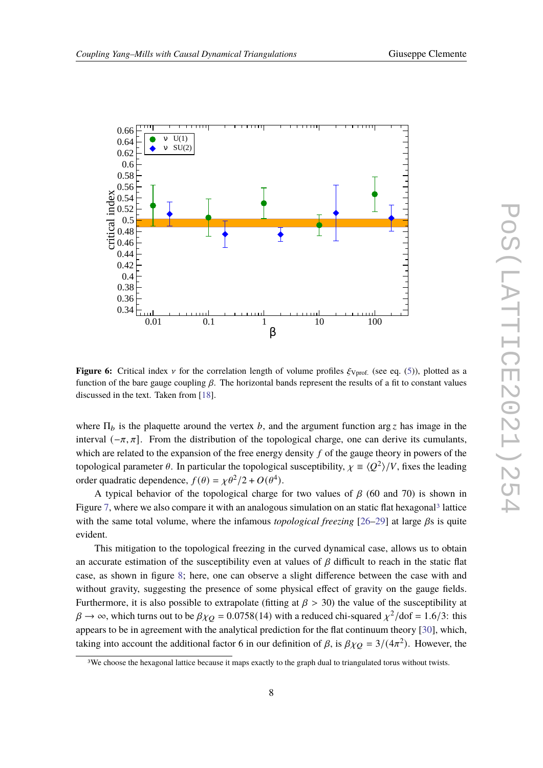**Figure 6:** Critical index $\nu$ for the correlation length of volume profiles $\xi_{V\text{prof.}}$ (see eq. (5)), plotted as a function of the bare gauge coupling $\beta$. The horizontal bands represent the results of a fit to constant values discussed in the text. Taken from [18].

where $\Pi_b$ is the plaquette around the vertex $b$, and the argument function $\arg z$ has image in the interval $(-\pi, \pi]$. From the distribution of the topological charge, one can derive its cumulants, which are related to the expansion of the free energy density $f$ of the gauge theory in powers of the topological parameter $\theta$. In particular the topological susceptibility, $\chi \equiv \langle Q^2 \rangle / V$, fixes the leading order quadratic dependence, $f(\theta) = \chi\theta^2/2 + O(\theta^4)$.

A typical behavior of the topological charge for two values of $\beta$ (60 and 70) is shown in Figure 7, where we also compare it with an analogous simulation on an static flat hexagonal[3] lattice with the same total volume, where the infamous *topological freezing* [26–29] at large $\beta$s is quite evident.

This mitigation to the topological freezing in the curved dynamical case, allows us to obtain an accurate estimation of the susceptibility even at values of $\beta$ difficult to reach in the static flat case, as shown in figure 8; here, one can observe a slight difference between the case with and without gravity, suggesting the presence of some physical effect of gravity on the gauge fields. Furthermore, it is also possible to extrapolate (fitting at $\beta > 30$) the value of the susceptibility at $\beta \to \infty$, which turns out to be $\beta\chi_Q = 0.0758(14)$ with a reduced chi-squared $\chi^2/\text{dof} = 1.6/3$: this appears to be in agreement with the analytical prediction for the flat continuum theory [30], which, taking into account the additional factor 6 in our definition of $\beta$, is $\beta\chi_Q = 3/(4\pi^2)$. However, the

[3] We choose the hexagonal lattice because it maps exactly to the graph dual to triangulated torus without twists.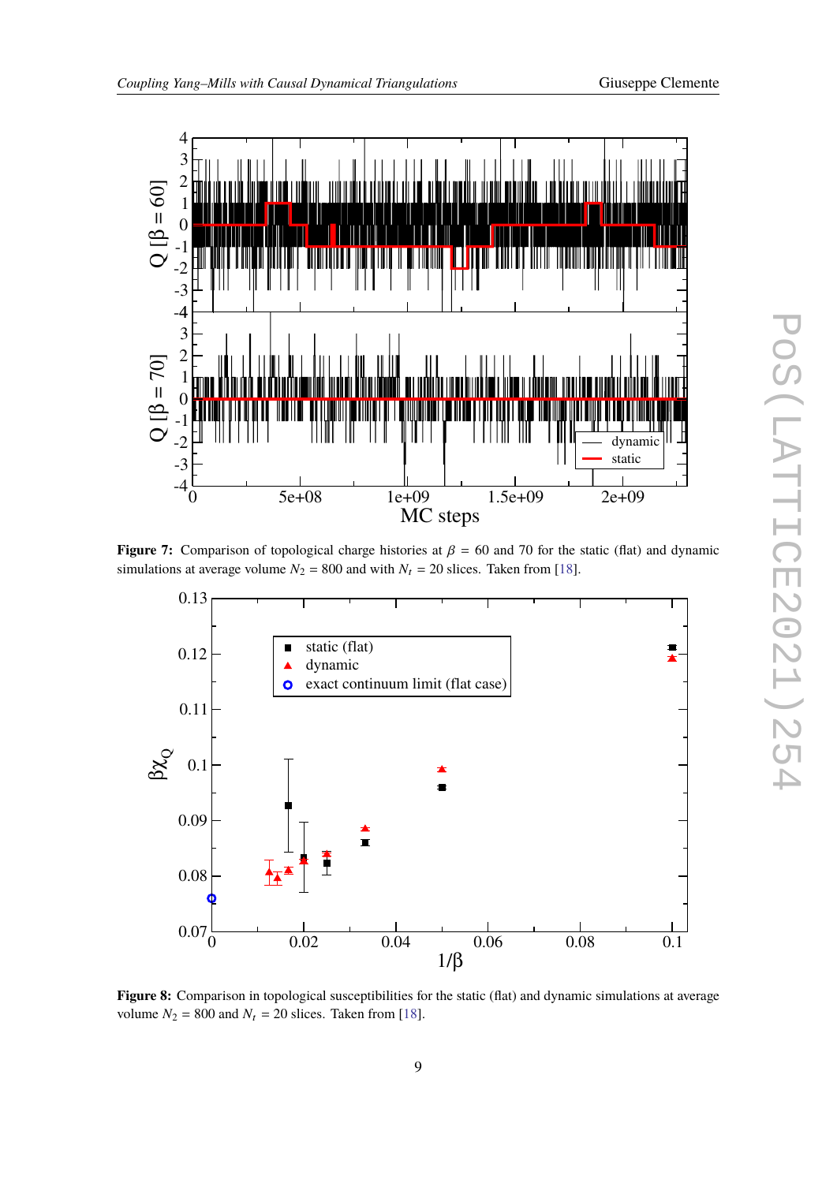**Figure 7:** Comparison of topological charge histories at $\beta = 60$ and 70 for the static (flat) and dynamic simulations at average volume $N_2 = 800$ and with $N_t = 20$ slices. Taken from [18].

**Figure 8:** Comparison in topological susceptibilities for the static (flat) and dynamic simulations at average volume $N_2 = 800$ and $N_t = 20$ slices. Taken from [18].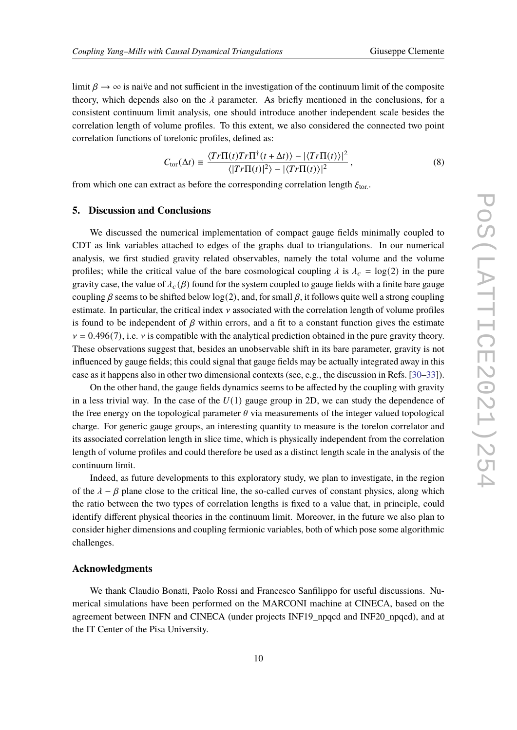limit $\beta \to \infty$ is naiv̈e and not sufficient in the investigation of the continuum limit of the composite theory, which depends also on the $\lambda$ parameter. As briefly mentioned in the conclusions, for a consistent continuum limit analysis, one should introduce another independent scale besides the correlation length of volume profiles. To this extent, we also considered the connected two point correlation functions of torelonic profiles, defined as:

$$C_{\text{tor}}(\Delta t) \equiv \frac{\langle Tr\Pi(t) Tr\Pi^{\dagger}(t+\Delta t)\rangle - |\langle Tr\Pi(t)\rangle|^2}{\langle |Tr\Pi(t)|^2\rangle - |\langle Tr\Pi(t)\rangle|^2}, \tag{8}$$

from which one can extract as before the corresponding correlation length $\xi_{\text{tor.}}$.

## 5. Discussion and Conclusions

We discussed the numerical implementation of compact gauge fields minimally coupled to CDT as link variables attached to edges of the graphs dual to triangulations. In our numerical analysis, we first studied gravity related observables, namely the total volume and the volume profiles; while the critical value of the bare cosmological coupling $\lambda$ is $\lambda_c = \log(2)$ in the pure gravity case, the value of $\lambda_c(\beta)$ found for the system coupled to gauge fields with a finite bare gauge coupling $\beta$ seems to be shifted below $\log(2)$, and, for small $\beta$, it follows quite well a strong coupling estimate. In particular, the critical index $\nu$ associated with the correlation length of volume profiles is found to be independent of $\beta$ within errors, and a fit to a constant function gives the estimate $\nu = 0.496(7)$, i.e. $\nu$ is compatible with the analytical prediction obtained in the pure gravity theory. These observations suggest that, besides an unobservable shift in its bare parameter, gravity is not influenced by gauge fields; this could signal that gauge fields may be actually integrated away in this case as it happens also in other two dimensional contexts (see, e.g., the discussion in Refs. [30–33]).

On the other hand, the gauge fields dynamics seems to be affected by the coupling with gravity in a less trivial way. In the case of the $U(1)$ gauge group in 2D, we can study the dependence of the free energy on the topological parameter $\theta$ via measurements of the integer valued topological charge. For generic gauge groups, an interesting quantity to measure is the torelon correlator and its associated correlation length in slice time, which is physically independent from the correlation length of volume profiles and could therefore be used as a distinct length scale in the analysis of the continuum limit.

Indeed, as future developments to this exploratory study, we plan to investigate, in the region of the $\lambda - \beta$ plane close to the critical line, the so-called curves of constant physics, along which the ratio between the two types of correlation lengths is fixed to a value that, in principle, could identify different physical theories in the continuum limit. Moreover, in the future we also plan to consider higher dimensions and coupling fermionic variables, both of which pose some algorithmic challenges.

### Acknowledgments

We thank Claudio Bonati, Paolo Rossi and Francesco Sanfilippo for useful discussions. Numerical simulations have been performed on the MARCONI machine at CINECA, based on the agreement between INFN and CINECA (under projects INF19_npqcd and INF20_npqcd), and at the IT Center of the Pisa University.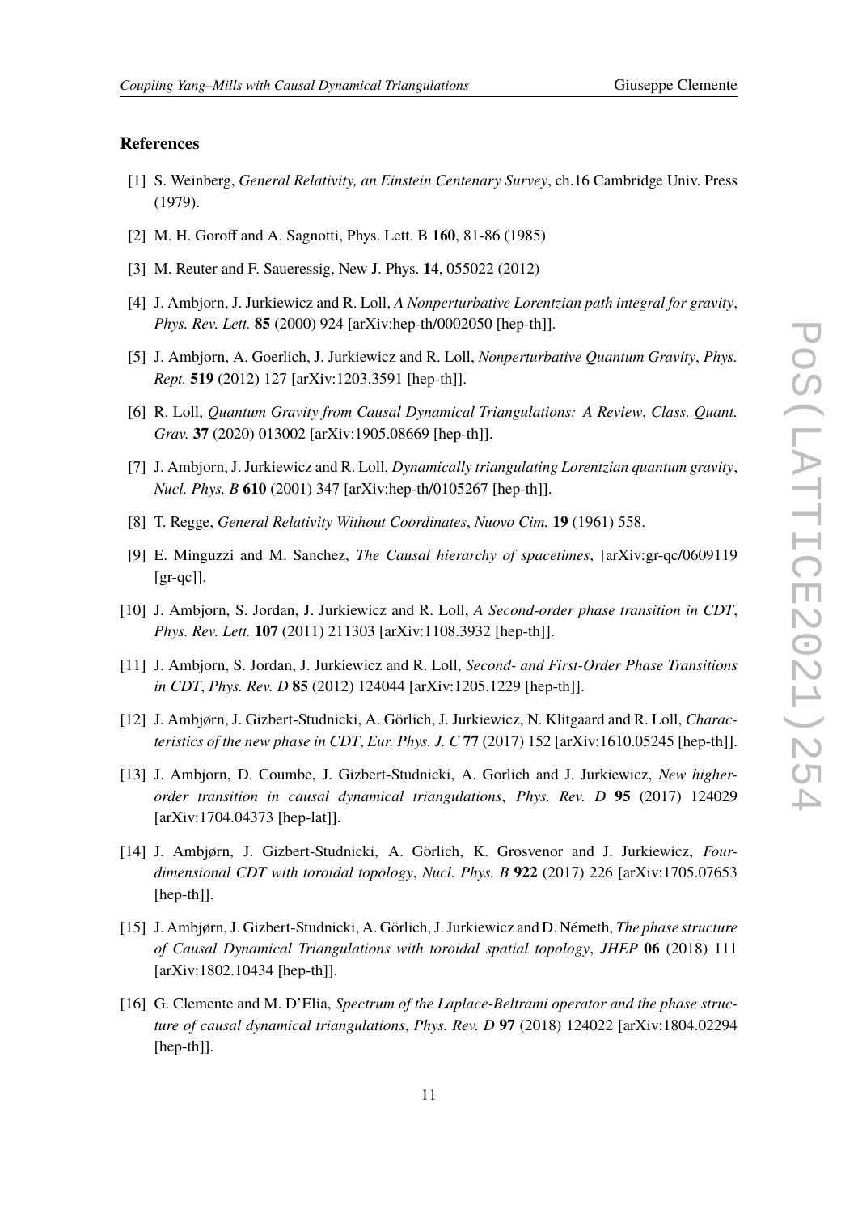## References

[1] S. Weinberg, *General Relativity, an Einstein Centenary Survey*, ch.16 Cambridge Univ. Press (1979).

[2] M. H. Goroff and A. Sagnotti, Phys. Lett. B **160**, 81-86 (1985)

[3] M. Reuter and F. Saueressig, New J. Phys. **14**, 055022 (2012)

[4] J. Ambjorn, J. Jurkiewicz and R. Loll, *A Nonperturbative Lorentzian path integral for gravity*, *Phys. Rev. Lett.* **85** (2000) 924 [arXiv:hep-th/0002050 [hep-th]].

[5] J. Ambjorn, A. Goerlich, J. Jurkiewicz and R. Loll, *Nonperturbative Quantum Gravity*, *Phys. Rept.* **519** (2012) 127 [arXiv:1203.3591 [hep-th]].

[6] R. Loll, *Quantum Gravity from Causal Dynamical Triangulations: A Review*, *Class. Quant. Grav.* **37** (2020) 013002 [arXiv:1905.08669 [hep-th]].

[7] J. Ambjorn, J. Jurkiewicz and R. Loll, *Dynamically triangulating Lorentzian quantum gravity*, *Nucl. Phys. B* **610** (2001) 347 [arXiv:hep-th/0105267 [hep-th]].

[8] T. Regge, *General Relativity Without Coordinates*, *Nuovo Cim.* **19** (1961) 558.

[9] E. Minguzzi and M. Sanchez, *The Causal hierarchy of spacetimes*, [arXiv:gr-qc/0609119 [gr-qc]].

[10] J. Ambjorn, S. Jordan, J. Jurkiewicz and R. Loll, *A Second-order phase transition in CDT*, *Phys. Rev. Lett.* **107** (2011) 211303 [arXiv:1108.3932 [hep-th]].

[11] J. Ambjorn, S. Jordan, J. Jurkiewicz and R. Loll, *Second- and First-Order Phase Transitions in CDT*, *Phys. Rev. D* **85** (2012) 124044 [arXiv:1205.1229 [hep-th]].

[12] J. Ambjørn, J. Gizbert-Studnicki, A. Görlich, J. Jurkiewicz, N. Klitgaard and R. Loll, *Characteristics of the new phase in CDT*, *Eur. Phys. J. C* **77** (2017) 152 [arXiv:1610.05245 [hep-th]].

[13] J. Ambjorn, D. Coumbe, J. Gizbert-Studnicki, A. Gorlich and J. Jurkiewicz, *New higher-order transition in causal dynamical triangulations*, *Phys. Rev. D* **95** (2017) 124029 [arXiv:1704.04373 [hep-lat]].

[14] J. Ambjørn, J. Gizbert-Studnicki, A. Görlich, K. Grosvenor and J. Jurkiewicz, *Four-dimensional CDT with toroidal topology*, *Nucl. Phys. B* **922** (2017) 226 [arXiv:1705.07653 [hep-th]].

[15] J. Ambjørn, J. Gizbert-Studnicki, A. Görlich, J. Jurkiewicz and D. Németh, *The phase structure of Causal Dynamical Triangulations with toroidal spatial topology*, *JHEP* **06** (2018) 111 [arXiv:1802.10434 [hep-th]].

[16] G. Clemente and M. D'Elia, *Spectrum of the Laplace-Beltrami operator and the phase structure of causal dynamical triangulations*, *Phys. Rev. D* **97** (2018) 124022 [arXiv:1804.02294 [hep-th]].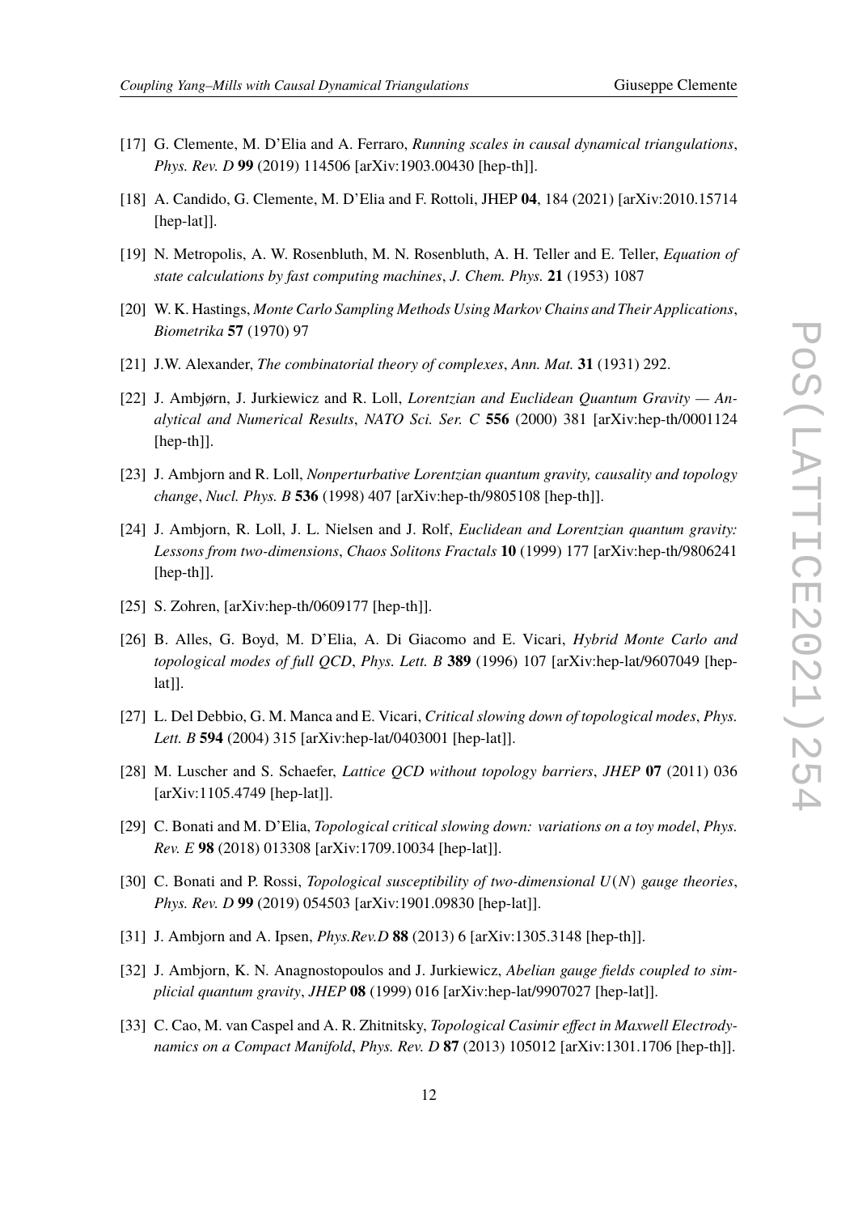[17] G. Clemente, M. D'Elia and A. Ferraro, *Running scales in causal dynamical triangulations*, *Phys. Rev. D* **99** (2019) 114506 [arXiv:1903.00430 [hep-th]].

[18] A. Candido, G. Clemente, M. D'Elia and F. Rottoli, JHEP **04**, 184 (2021) [arXiv:2010.15714 [hep-lat]].

[19] N. Metropolis, A. W. Rosenbluth, M. N. Rosenbluth, A. H. Teller and E. Teller, *Equation of state calculations by fast computing machines*, *J. Chem. Phys.* **21** (1953) 1087

[20] W. K. Hastings, *Monte Carlo Sampling Methods Using Markov Chains and Their Applications*, *Biometrika* **57** (1970) 97

[21] J.W. Alexander, *The combinatorial theory of complexes*, *Ann. Mat.* **31** (1931) 292.

[22] J. Ambjørn, J. Jurkiewicz and R. Loll, *Lorentzian and Euclidean Quantum Gravity — Analytical and Numerical Results*, *NATO Sci. Ser. C* **556** (2000) 381 [arXiv:hep-th/0001124 [hep-th]].

[23] J. Ambjorn and R. Loll, *Nonperturbative Lorentzian quantum gravity, causality and topology change*, *Nucl. Phys. B* **536** (1998) 407 [arXiv:hep-th/9805108 [hep-th]].

[24] J. Ambjorn, R. Loll, J. L. Nielsen and J. Rolf, *Euclidean and Lorentzian quantum gravity: Lessons from two-dimensions*, *Chaos Solitons Fractals* **10** (1999) 177 [arXiv:hep-th/9806241 [hep-th]].

[25] S. Zohren, [arXiv:hep-th/0609177 [hep-th]].

[26] B. Alles, G. Boyd, M. D'Elia, A. Di Giacomo and E. Vicari, *Hybrid Monte Carlo and topological modes of full QCD*, *Phys. Lett. B* **389** (1996) 107 [arXiv:hep-lat/9607049 [hep-lat]].

[27] L. Del Debbio, G. M. Manca and E. Vicari, *Critical slowing down of topological modes*, *Phys. Lett. B* **594** (2004) 315 [arXiv:hep-lat/0403001 [hep-lat]].

[28] M. Luscher and S. Schaefer, *Lattice QCD without topology barriers*, *JHEP* **07** (2011) 036 [arXiv:1105.4749 [hep-lat]].

[29] C. Bonati and M. D'Elia, *Topological critical slowing down: variations on a toy model*, *Phys. Rev. E* **98** (2018) 013308 [arXiv:1709.10034 [hep-lat]].

[30] C. Bonati and P. Rossi, *Topological susceptibility of two-dimensional $U(N)$ gauge theories*, *Phys. Rev. D* **99** (2019) 054503 [arXiv:1901.09830 [hep-lat]].

[31] J. Ambjorn and A. Ipsen, *Phys.Rev.D* **88** (2013) 6 [arXiv:1305.3148 [hep-th]].

[32] J. Ambjorn, K. N. Anagnostopoulos and J. Jurkiewicz, *Abelian gauge fields coupled to simplicial quantum gravity*, *JHEP* **08** (1999) 016 [arXiv:hep-lat/9907027 [hep-lat]].

[33] C. Cao, M. van Caspel and A. R. Zhitnitsky, *Topological Casimir effect in Maxwell Electrodynamics on a Compact Manifold*, *Phys. Rev. D* **87** (2013) 105012 [arXiv:1301.1706 [hep-th]].